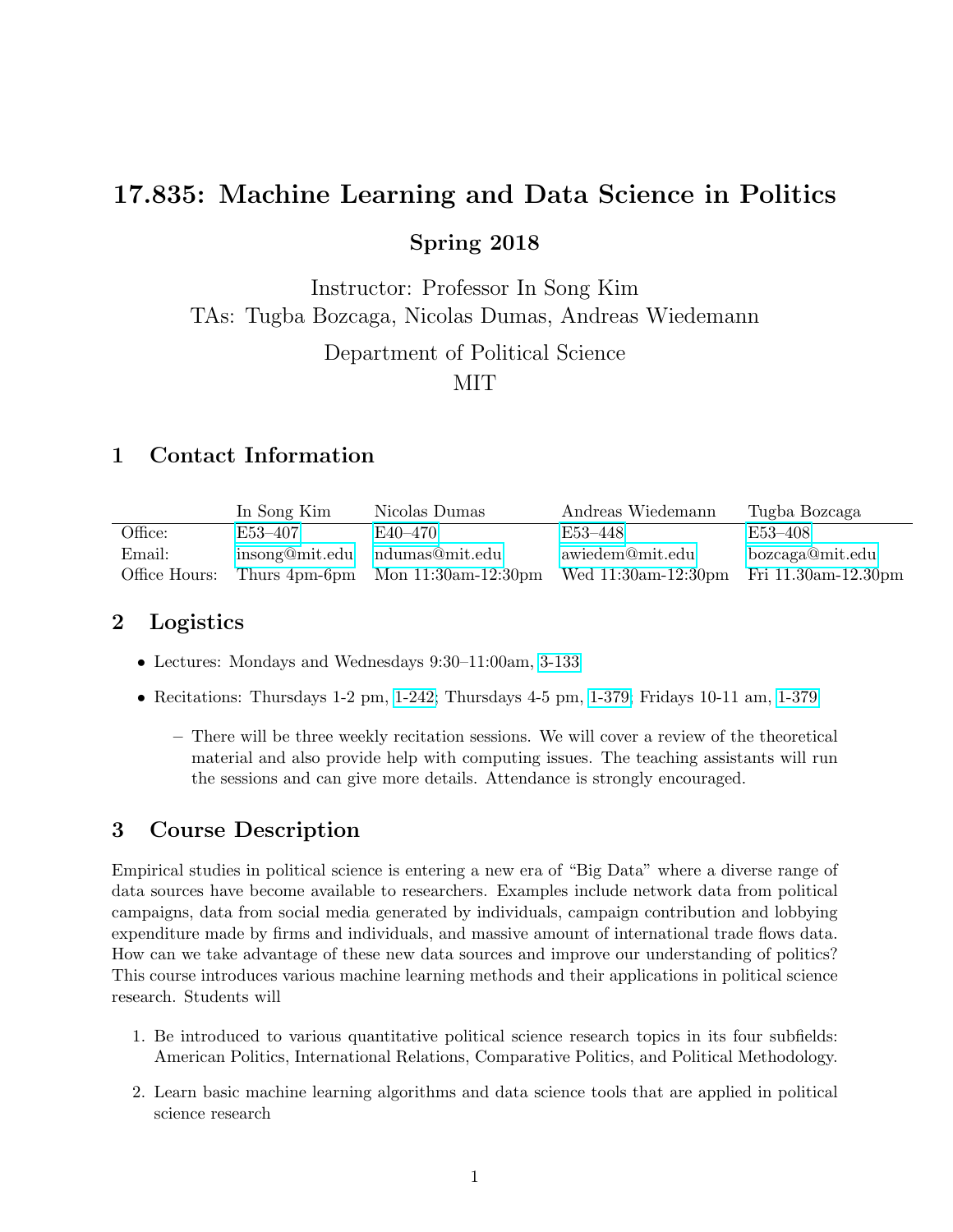# 17.835: Machine Learning and Data Science in Politics

## Spring 2018

Instructor: Professor In Song Kim
TAs: Tugba Bozcaga, Nicolas Dumas, Andreas Wiedemann

Department of Political Science
MIT

## 1 Contact Information

| | In Song Kim | Nicolas Dumas | Andreas Wiedemann | Tugba Bozcaga |
|---|---|---|---|---|
| Office: | E53–407 | E40–470 | E53–448 | E53–408 |
| Email: | insong@mit.edu | ndumas@mit.edu | awiedem@mit.edu | bozcaga@mit.edu |
| Office Hours: | Thurs 4pm-6pm | Mon 11:30am-12:30pm | Wed 11:30am-12:30pm | Fri 11.30am-12.30pm |

## 2 Logistics

- Lectures: Mondays and Wednesdays 9:30–11:00am, 3-133
- Recitations: Thursdays 1-2 pm, 1-242; Thursdays 4-5 pm, 1-379; Fridays 10-11 am, 1-379
  - There will be three weekly recitation sessions. We will cover a review of the theoretical material and also provide help with computing issues. The teaching assistants will run the sessions and can give more details. Attendance is strongly encouraged.

## 3 Course Description

Empirical studies in political science is entering a new era of "Big Data" where a diverse range of data sources have become available to researchers. Examples include network data from political campaigns, data from social media generated by individuals, campaign contribution and lobbying expenditure made by firms and individuals, and massive amount of international trade flows data. How can we take advantage of these new data sources and improve our understanding of politics? This course introduces various machine learning methods and their applications in political science research. Students will

1. Be introduced to various quantitative political science research topics in its four subfields: American Politics, International Relations, Comparative Politics, and Political Methodology.
2. Learn basic machine learning algorithms and data science tools that are applied in political science research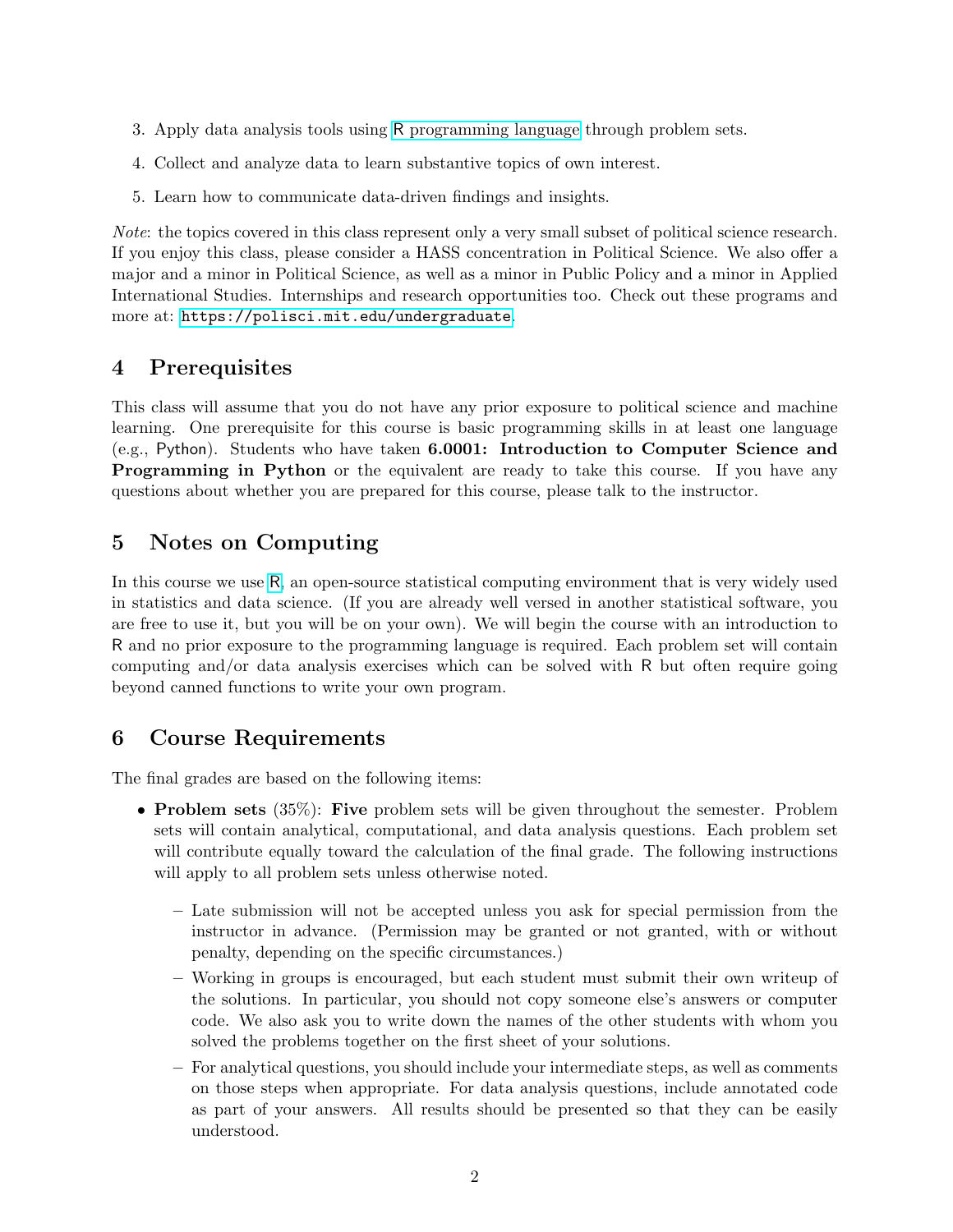3. Apply data analysis tools using R programming language through problem sets.
4. Collect and analyze data to learn substantive topics of own interest.
5. Learn how to communicate data-driven findings and insights.

*Note*: the topics covered in this class represent only a very small subset of political science research. If you enjoy this class, please consider a HASS concentration in Political Science. We also offer a major and a minor in Political Science, as well as a minor in Public Policy and a minor in Applied International Studies. Internships and research opportunities too. Check out these programs and more at: `https://polisci.mit.edu/undergraduate`.

## 4 Prerequisites

This class will assume that you do not have any prior exposure to political science and machine learning. One prerequisite for this course is basic programming skills in at least one language (e.g., Python). Students who have taken **6.0001: Introduction to Computer Science and Programming in Python** or the equivalent are ready to take this course. If you have any questions about whether you are prepared for this course, please talk to the instructor.

## 5 Notes on Computing

In this course we use R, an open-source statistical computing environment that is very widely used in statistics and data science. (If you are already well versed in another statistical software, you are free to use it, but you will be on your own). We will begin the course with an introduction to R and no prior exposure to the programming language is required. Each problem set will contain computing and/or data analysis exercises which can be solved with R but often require going beyond canned functions to write your own program.

## 6 Course Requirements

The final grades are based on the following items:

- **Problem sets** (35%): **Five** problem sets will be given throughout the semester. Problem sets will contain analytical, computational, and data analysis questions. Each problem set will contribute equally toward the calculation of the final grade. The following instructions will apply to all problem sets unless otherwise noted.
  - Late submission will not be accepted unless you ask for special permission from the instructor in advance. (Permission may be granted or not granted, with or without penalty, depending on the specific circumstances.)
  - Working in groups is encouraged, but each student must submit their own writeup of the solutions. In particular, you should not copy someone else's answers or computer code. We also ask you to write down the names of the other students with whom you solved the problems together on the first sheet of your solutions.
  - For analytical questions, you should include your intermediate steps, as well as comments on those steps when appropriate. For data analysis questions, include annotated code as part of your answers. All results should be presented so that they can be easily understood.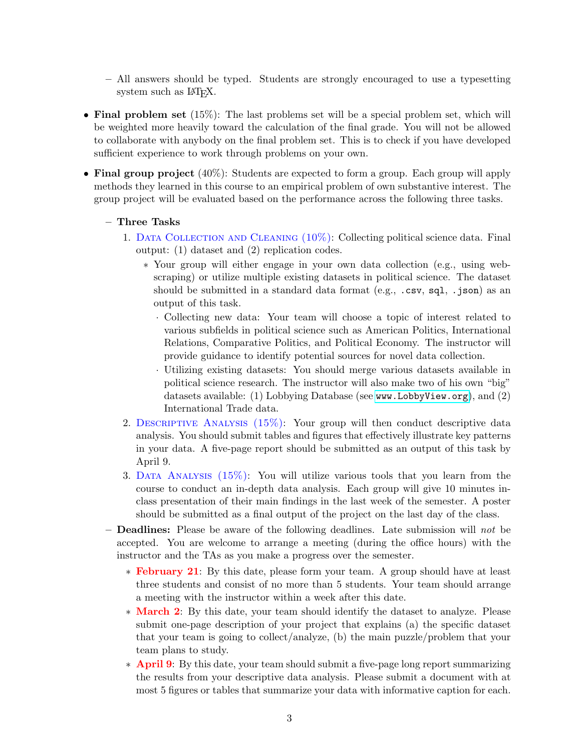- All answers should be typed. Students are strongly encouraged to use a typesetting system such as LaTeX.

- **Final problem set** (15%): The last problems set will be a special problem set, which will be weighted more heavily toward the calculation of the final grade. You will not be allowed to collaborate with anybody on the final problem set. This is to check if you have developed sufficient experience to work through problems on your own.

- **Final group project** (40%): Students are expected to form a group. Each group will apply methods they learned in this course to an empirical problem of own substantive interest. The group project will be evaluated based on the performance across the following three tasks.

  - **Three Tasks**
    1. Data Collection and Cleaning (10%): Collecting political science data. Final output: (1) dataset and (2) replication codes.
       - Your group will either engage in your own data collection (e.g., using web-scraping) or utilize multiple existing datasets in political science. The dataset should be submitted in a standard data format (e.g., `.csv`, `sql`, `.json`) as an output of this task.
         - Collecting new data: Your team will choose a topic of interest related to various subfields in political science such as American Politics, International Relations, Comparative Politics, and Political Economy. The instructor will provide guidance to identify potential sources for novel data collection.
         - Utilizing existing datasets: You should merge various datasets available in political science research. The instructor will also make two of his own "big" datasets available: (1) Lobbying Database (see `www.LobbyView.org`), and (2) International Trade data.
    2. Descriptive Analysis (15%): Your group will then conduct descriptive data analysis. You should submit tables and figures that effectively illustrate key patterns in your data. A five-page report should be submitted as an output of this task by April 9.
    3. Data Analysis (15%): You will utilize various tools that you learn from the course to conduct an in-depth data analysis. Each group will give 10 minutes in-class presentation of their main findings in the last week of the semester. A poster should be submitted as a final output of the project on the last day of the class.

  - **Deadlines:** Please be aware of the following deadlines. Late submission will *not* be accepted. You are welcome to arrange a meeting (during the office hours) with the instructor and the TAs as you make a progress over the semester.
    - **February 21**: By this date, please form your team. A group should have at least three students and consist of no more than 5 students. Your team should arrange a meeting with the instructor within a week after this date.
    - **March 2**: By this date, your team should identify the dataset to analyze. Please submit one-page description of your project that explains (a) the specific dataset that your team is going to collect/analyze, (b) the main puzzle/problem that your team plans to study.
    - **April 9**: By this date, your team should submit a five-page long report summarizing the results from your descriptive data analysis. Please submit a document with at most 5 figures or tables that summarize your data with informative caption for each.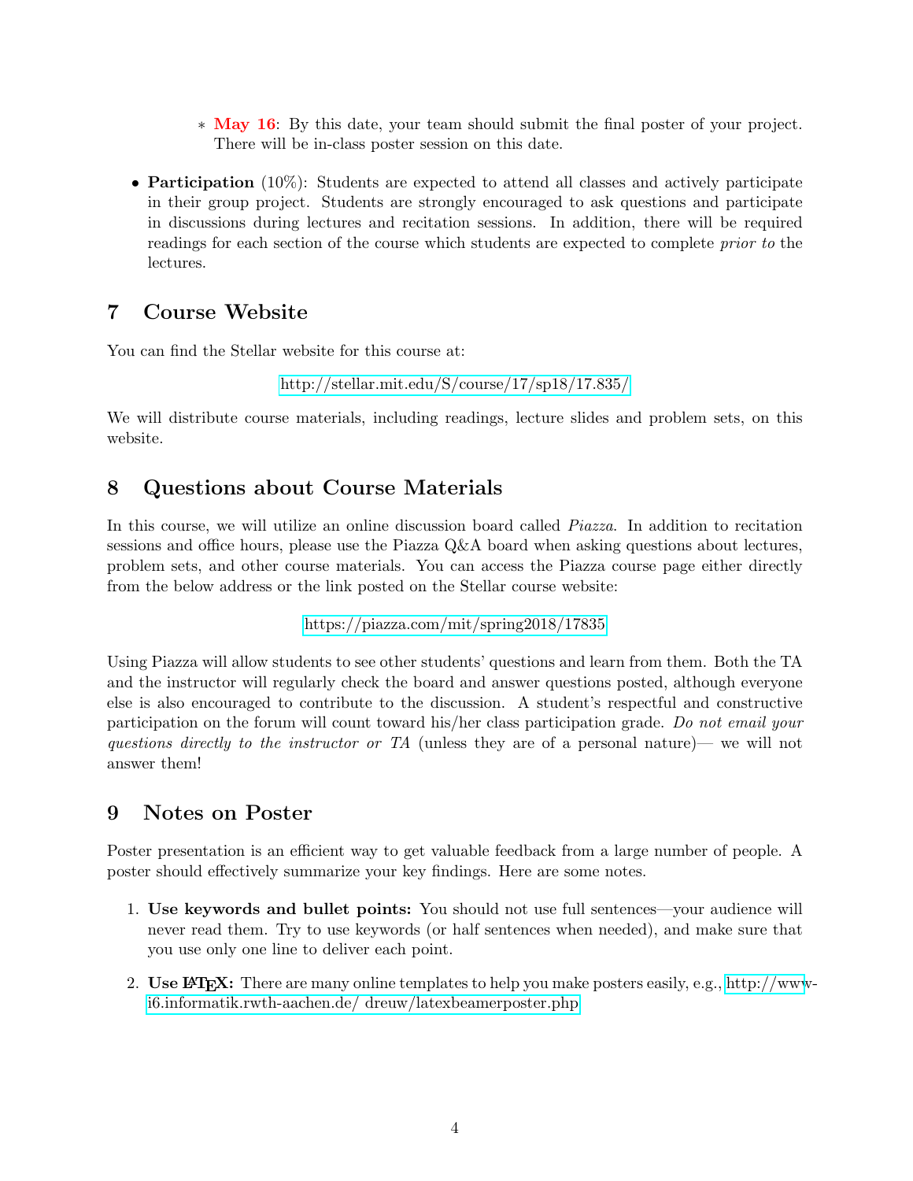* **May 16**: By this date, your team should submit the final poster of your project. There will be in-class poster session on this date.

- **Participation** (10%): Students are expected to attend all classes and actively participate in their group project. Students are strongly encouraged to ask questions and participate in discussions during lectures and recitation sessions. In addition, there will be required readings for each section of the course which students are expected to complete *prior to* the lectures.

## 7 Course Website

You can find the Stellar website for this course at:

http://stellar.mit.edu/S/course/17/sp18/17.835/

We will distribute course materials, including readings, lecture slides and problem sets, on this website.

## 8 Questions about Course Materials

In this course, we will utilize an online discussion board called *Piazza*. In addition to recitation sessions and office hours, please use the Piazza Q&A board when asking questions about lectures, problem sets, and other course materials. You can access the Piazza course page either directly from the below address or the link posted on the Stellar course website:

https://piazza.com/mit/spring2018/17835

Using Piazza will allow students to see other students' questions and learn from them. Both the TA and the instructor will regularly check the board and answer questions posted, although everyone else is also encouraged to contribute to the discussion. A student's respectful and constructive participation on the forum will count toward his/her class participation grade. *Do not email your questions directly to the instructor or TA* (unless they are of a personal nature)— we will not answer them!

## 9 Notes on Poster

Poster presentation is an efficient way to get valuable feedback from a large number of people. A poster should effectively summarize your key findings. Here are some notes.

1. **Use keywords and bullet points:** You should not use full sentences—your audience will never read them. Try to use keywords (or half sentences when needed), and make sure that you use only one line to deliver each point.

2. **Use LaTeX:** There are many online templates to help you make posters easily, e.g., http://www-i6.informatik.rwth-aachen.de/ dreuw/latexbeamerposter.php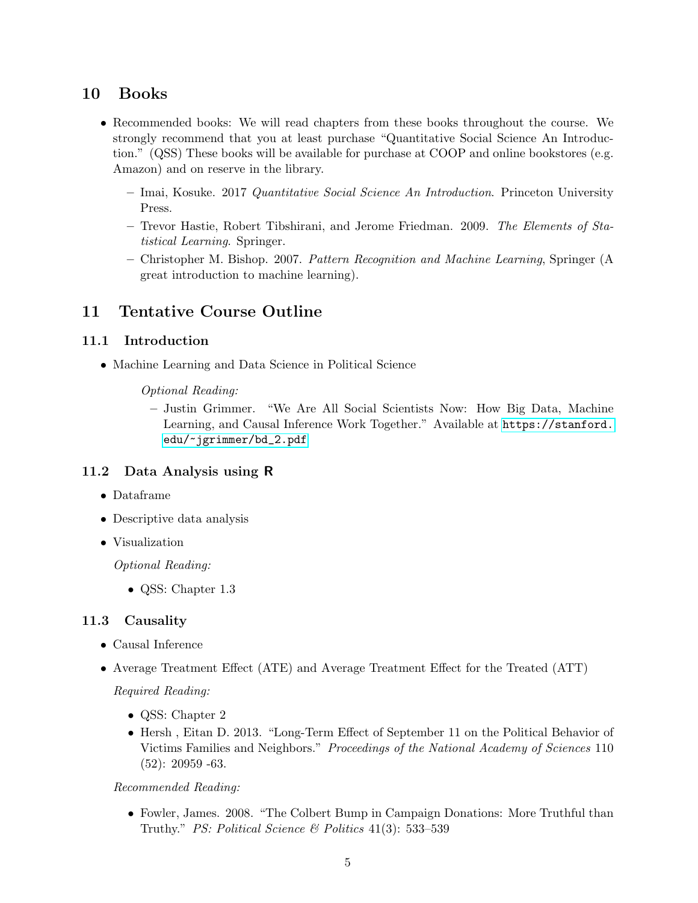## 10 Books

- Recommended books: We will read chapters from these books throughout the course. We strongly recommend that you at least purchase "Quantitative Social Science An Introduction." (QSS) These books will be available for purchase at COOP and online bookstores (e.g. Amazon) and on reserve in the library.
  - Imai, Kosuke. 2017 *Quantitative Social Science An Introduction*. Princeton University Press.
  - Trevor Hastie, Robert Tibshirani, and Jerome Friedman. 2009. *The Elements of Statistical Learning*. Springer.
  - Christopher M. Bishop. 2007. *Pattern Recognition and Machine Learning*, Springer (A great introduction to machine learning).

## 11 Tentative Course Outline

### 11.1 Introduction

- Machine Learning and Data Science in Political Science

  *Optional Reading:*

  - Justin Grimmer. "We Are All Social Scientists Now: How Big Data, Machine Learning, and Causal Inference Work Together." Available at `https://stanford.edu/~jgrimmer/bd_2.pdf`

### 11.2 Data Analysis using R

- Dataframe
- Descriptive data analysis
- Visualization

  *Optional Reading:*

  - QSS: Chapter 1.3

### 11.3 Causality

- Causal Inference
- Average Treatment Effect (ATE) and Average Treatment Effect for the Treated (ATT)

  *Required Reading:*

  - QSS: Chapter 2
  - Hersh , Eitan D. 2013. "Long-Term Effect of September 11 on the Political Behavior of Victims Families and Neighbors." *Proceedings of the National Academy of Sciences* 110 (52): 20959 -63.

*Recommended Reading:*

- Fowler, James. 2008. "The Colbert Bump in Campaign Donations: More Truthful than Truthy." *PS: Political Science & Politics* 41(3): 533–539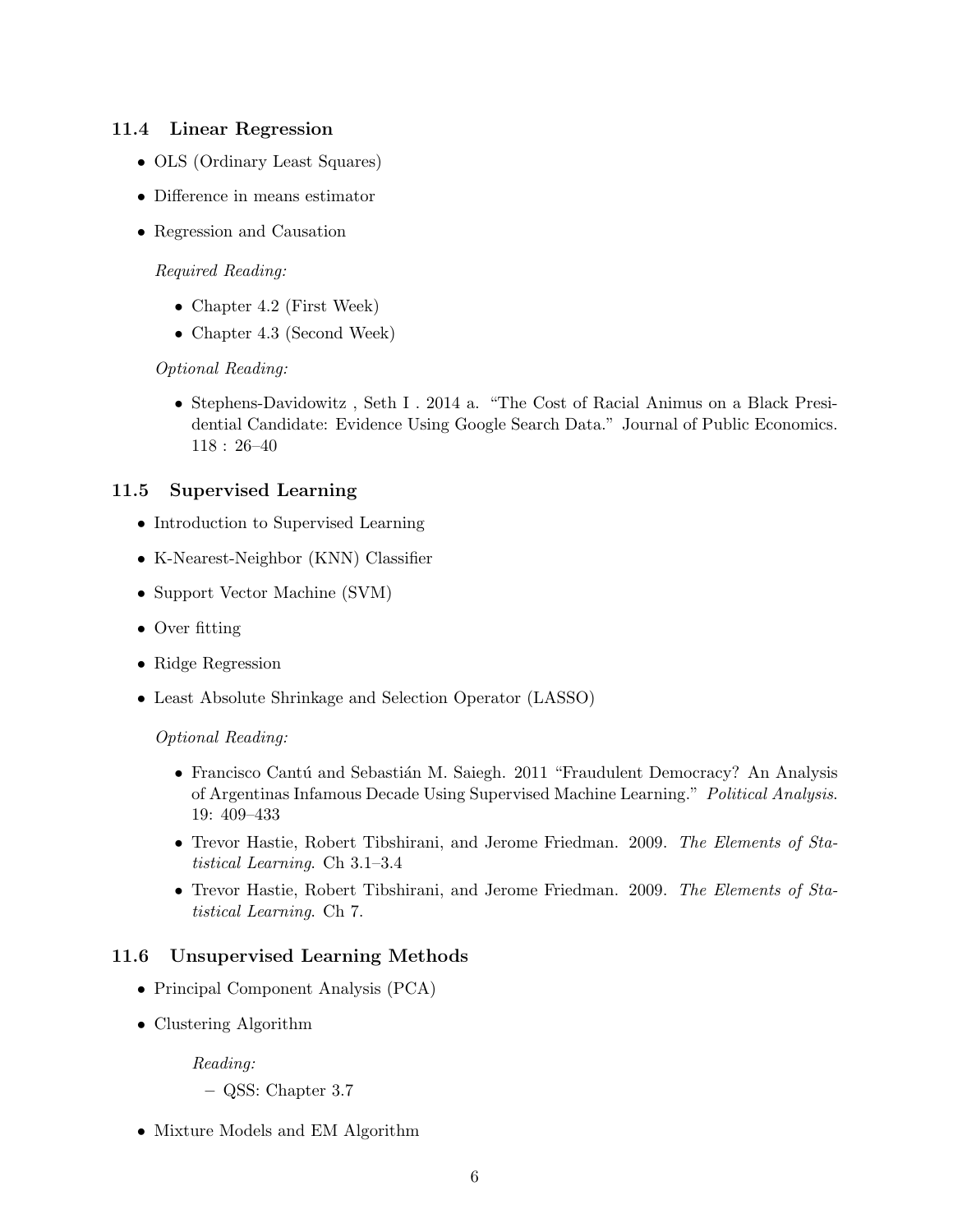### 11.4 Linear Regression

- OLS (Ordinary Least Squares)
- Difference in means estimator
- Regression and Causation

  *Required Reading:*

  - Chapter 4.2 (First Week)
  - Chapter 4.3 (Second Week)

  *Optional Reading:*

  - Stephens-Davidowitz , Seth I . 2014 a. "The Cost of Racial Animus on a Black Presidential Candidate: Evidence Using Google Search Data." Journal of Public Economics. 118 : 26–40

### 11.5 Supervised Learning

- Introduction to Supervised Learning
- K-Nearest-Neighbor (KNN) Classifier
- Support Vector Machine (SVM)
- Over fitting
- Ridge Regression
- Least Absolute Shrinkage and Selection Operator (LASSO)

  *Optional Reading:*

  - Francisco Cantú and Sebastián M. Saiegh. 2011 "Fraudulent Democracy? An Analysis of Argentinas Infamous Decade Using Supervised Machine Learning." *Political Analysis*. 19: 409–433
  - Trevor Hastie, Robert Tibshirani, and Jerome Friedman. 2009. *The Elements of Statistical Learning*. Ch 3.1–3.4
  - Trevor Hastie, Robert Tibshirani, and Jerome Friedman. 2009. *The Elements of Statistical Learning*. Ch 7.

### 11.6 Unsupervised Learning Methods

- Principal Component Analysis (PCA)
- Clustering Algorithm

  *Reading:*

  - QSS: Chapter 3.7

- Mixture Models and EM Algorithm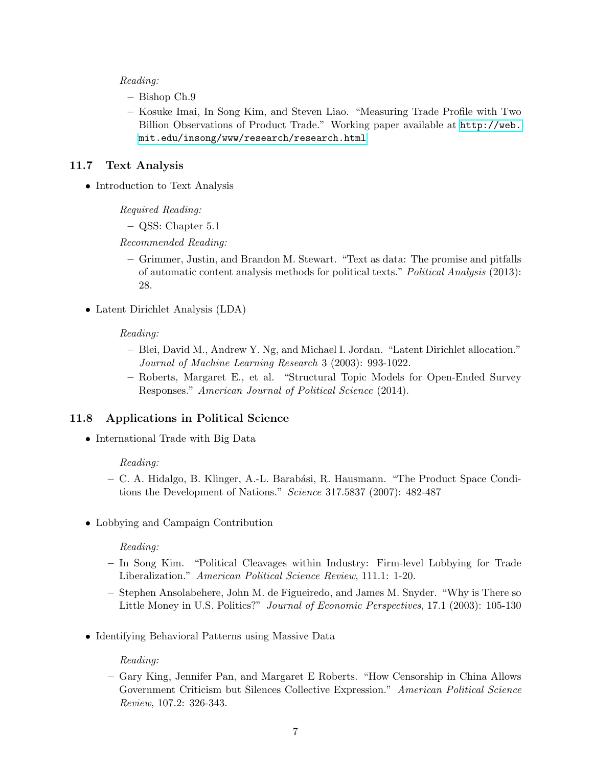*Reading:*

- Bishop Ch.9
- Kosuke Imai, In Song Kim, and Steven Liao. "Measuring Trade Profile with Two Billion Observations of Product Trade." Working paper available at http://web.mit.edu/insong/www/research/research.html

### 11.7 Text Analysis

- Introduction to Text Analysis

  *Required Reading:*

  - QSS: Chapter 5.1

  *Recommended Reading:*

  - Grimmer, Justin, and Brandon M. Stewart. "Text as data: The promise and pitfalls of automatic content analysis methods for political texts." *Political Analysis* (2013): 28.

- Latent Dirichlet Analysis (LDA)

  *Reading:*

  - Blei, David M., Andrew Y. Ng, and Michael I. Jordan. "Latent Dirichlet allocation." *Journal of Machine Learning Research* 3 (2003): 993-1022.
  - Roberts, Margaret E., et al. "Structural Topic Models for Open-Ended Survey Responses." *American Journal of Political Science* (2014).

### 11.8 Applications in Political Science

- International Trade with Big Data

  *Reading:*

  - C. A. Hidalgo, B. Klinger, A.-L. Barabási, R. Hausmann. "The Product Space Conditions the Development of Nations." *Science* 317.5837 (2007): 482-487

- Lobbying and Campaign Contribution

  *Reading:*

  - In Song Kim. "Political Cleavages within Industry: Firm-level Lobbying for Trade Liberalization." *American Political Science Review*, 111.1: 1-20.
  - Stephen Ansolabehere, John M. de Figueiredo, and James M. Snyder. "Why is There so Little Money in U.S. Politics?" *Journal of Economic Perspectives*, 17.1 (2003): 105-130

- Identifying Behavioral Patterns using Massive Data

  *Reading:*

  - Gary King, Jennifer Pan, and Margaret E Roberts. "How Censorship in China Allows Government Criticism but Silences Collective Expression." *American Political Science Review*, 107.2: 326-343.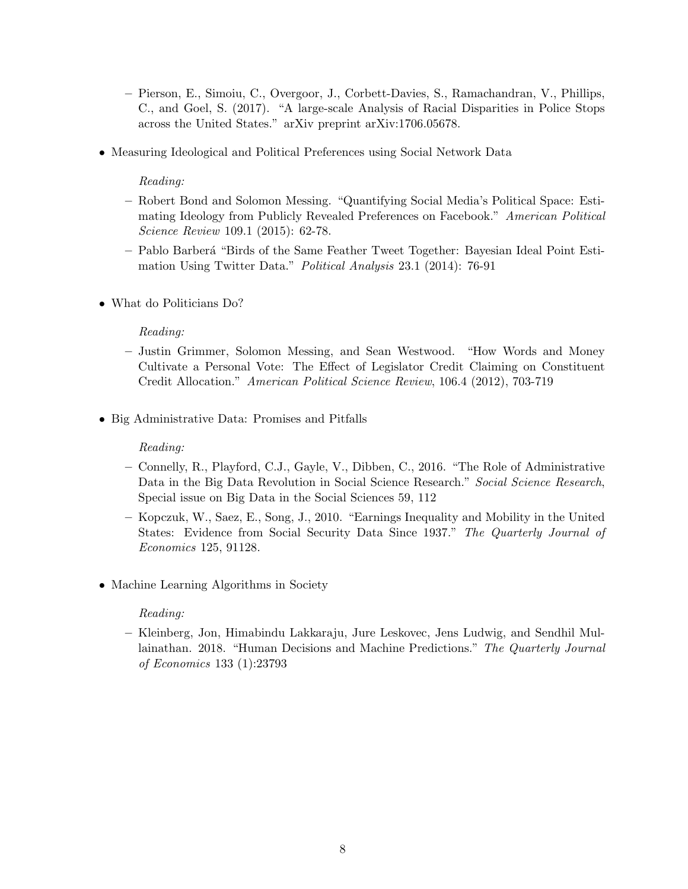- Pierson, E., Simoiu, C., Overgoor, J., Corbett-Davies, S., Ramachandran, V., Phillips, C., and Goel, S. (2017). "A large-scale Analysis of Racial Disparities in Police Stops across the United States." arXiv preprint arXiv:1706.05678.

- Measuring Ideological and Political Preferences using Social Network Data

  *Reading:*

  - Robert Bond and Solomon Messing. "Quantifying Social Media's Political Space: Estimating Ideology from Publicly Revealed Preferences on Facebook." *American Political Science Review* 109.1 (2015): 62-78.
  - Pablo Barberá "Birds of the Same Feather Tweet Together: Bayesian Ideal Point Estimation Using Twitter Data." *Political Analysis* 23.1 (2014): 76-91

- What do Politicians Do?

  *Reading:*

  - Justin Grimmer, Solomon Messing, and Sean Westwood. "How Words and Money Cultivate a Personal Vote: The Effect of Legislator Credit Claiming on Constituent Credit Allocation." *American Political Science Review*, 106.4 (2012), 703-719

- Big Administrative Data: Promises and Pitfalls

  *Reading:*

  - Connelly, R., Playford, C.J., Gayle, V., Dibben, C., 2016. "The Role of Administrative Data in the Big Data Revolution in Social Science Research." *Social Science Research*, Special issue on Big Data in the Social Sciences 59, 112
  - Kopczuk, W., Saez, E., Song, J., 2010. "Earnings Inequality and Mobility in the United States: Evidence from Social Security Data Since 1937." *The Quarterly Journal of Economics* 125, 91128.

- Machine Learning Algorithms in Society

  *Reading:*

  - Kleinberg, Jon, Himabindu Lakkaraju, Jure Leskovec, Jens Ludwig, and Sendhil Mullainathan. 2018. "Human Decisions and Machine Predictions." *The Quarterly Journal of Economics* 133 (1):23793